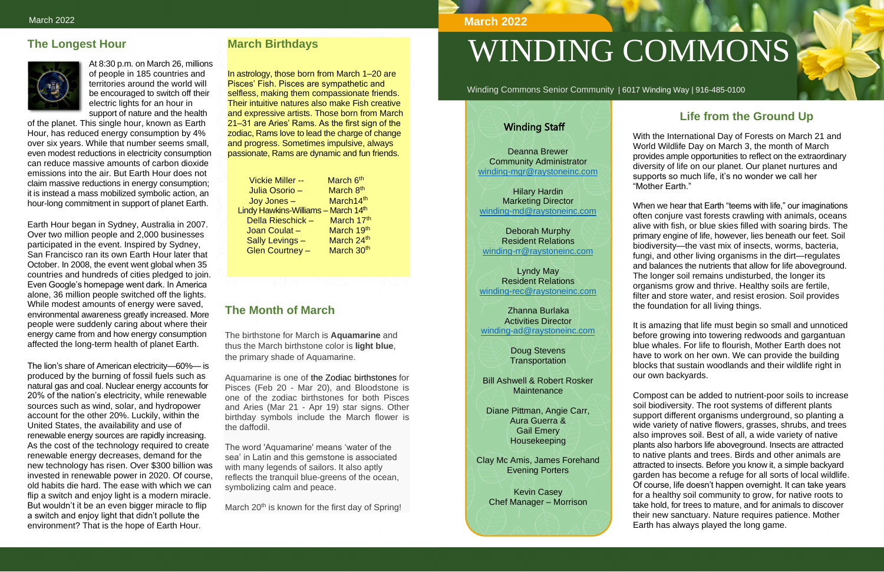# WINDING COMMONS

March 2022

Winding Commons Senior Community | 6017 Winding Way | 916-485-0100

## The Longest Hour

At 8:30 p.m. on March 26, millions of people in 185 countries and territories around the world will be encouraged to switch off their electric lights for an hour in support of nature and the health of the planet. This single hour, known as Earth Hour, has reduced energy consumption by 4% over six years. While that number seems small, even modest reductions in electricity consumption can reduce massive amounts of carbon dioxide emissions into the air. But Earth Hour does not claim massive reductions in energy consumption; it is instead a mass mobilized symbolic action, an hour-long commitment in support of planet Earth.

Earth Hour began in Sydney, Australia in 2007. Over two million people and 2,000 businesses participated in the event. Inspired by Sydney, San Francisco ran its own Earth Hour later that October. In 2008, the event went global when 35 countries and hundreds of cities pledged to join. Even Google's homepage went dark. In America alone, 36 million people switched off the lights. While modest amounts of energy were saved, environmental awareness greatly increased. More people were suddenly caring about where their energy came from and how energy consumption affected the long-term health of planet Earth.

The lion's share of American electricity—60%— is produced by the burning of fossil fuels such as natural gas and coal. Nuclear energy accounts for 20% of the nation's electricity, while renewable sources such as wind, solar, and hydropower account for the other 20%. Luckily, within the United States, the availability and use of renewable energy sources are rapidly increasing. As the cost of the technology required to create renewable energy decreases, demand for the new technology has risen. Over $300 billion was invested in renewable power in 2020. Of course, old habits die hard. The ease with which we can flip a switch and enjoy light is a modern miracle. But wouldn't it be an even bigger miracle to flip a switch and enjoy light that didn't pollute the environment? That is the hope of Earth Hour.

## March Birthdays

In astrology, those born from March 1–20 are Pisces' Fish. Pisces are sympathetic and selfless, making them compassionate friends. Their intuitive natures also make Fish creative and expressive artists. Those born from March 21–31 are Aries' Rams. As the first sign of the zodiac, Rams love to lead the charge of change and progress. Sometimes impulsive, always passionate, Rams are dynamic and fun friends.

Vickie Miller -- March 6th
Julia Osorio – March 8th
Joy Jones – March14th
Lindy Hawkins-Williams – March 14th
Della Rieschick – March 17th
Joan Coulat – March 19th
Sally Levings – March 24th
Glen Courtney – March 30th

## The Month of March

The birthstone for March is **Aquamarine** and thus the March birthstone color is **light blue**, the primary shade of Aquamarine.

Aquamarine is one of the Zodiac birthstones for Pisces (Feb 20 - Mar 20), and Bloodstone is one of the zodiac birthstones for both Pisces and Aries (Mar 21 - Apr 19) star signs. Other birthday symbols include the March flower is the daffodil.

The word 'Aquamarine' means 'water of the sea' in Latin and this gemstone is associated with many legends of sailors. It also aptly reflects the tranquil blue-greens of the ocean, symbolizing calm and peace.

March 20th is known for the first day of Spring!

## Winding Staff

Deanna Brewer
Community Administrator
winding-mgr@raystoneinc.com

Hilary Hardin
Marketing Director
winding-md@raystoneinc.com

Deborah Murphy
Resident Relations
winding-rr@raystoneinc.com

Lyndy May
Resident Relations
winding-rec@raystoneinc.com

Zhanna Burlaka
Activities Director
winding-ad@raystoneinc.com

Doug Stevens
Transportation

Bill Ashwell & Robert Rosker
Maintenance

Diane Pittman, Angie Carr, Aura Guerra & Gail Emery
Housekeeping

Clay Mc Amis, James Forehand
Evening Porters

Kevin Casey
Chef Manager – Morrison

## Life from the Ground Up

With the International Day of Forests on March 21 and World Wildlife Day on March 3, the month of March provides ample opportunities to reflect on the extraordinary diversity of life on our planet. Our planet nurtures and supports so much life, it's no wonder we call her "Mother Earth."

When we hear that Earth "teems with life," our imaginations often conjure vast forests crawling with animals, oceans alive with fish, or blue skies filled with soaring birds. The primary engine of life, however, lies beneath our feet. Soil biodiversity—the vast mix of insects, worms, bacteria, fungi, and other living organisms in the dirt—regulates and balances the nutrients that allow for life aboveground. The longer soil remains undisturbed, the longer its organisms grow and thrive. Healthy soils are fertile, filter and store water, and resist erosion. Soil provides the foundation for all living things.

It is amazing that life must begin so small and unnoticed before growing into towering redwoods and gargantuan blue whales. For life to flourish, Mother Earth does not have to work on her own. We can provide the building blocks that sustain woodlands and their wildlife right in our own backyards.

Compost can be added to nutrient-poor soils to increase soil biodiversity. The root systems of different plants support different organisms underground, so planting a wide variety of native flowers, grasses, shrubs, and trees also improves soil. Best of all, a wide variety of native plants also harbors life aboveground. Insects are attracted to native plants and trees. Birds and other animals are attracted to insects. Before you know it, a simple backyard garden has become a refuge for all sorts of local wildlife. Of course, life doesn't happen overnight. It can take years for a healthy soil community to grow, for native roots to take hold, for trees to mature, and for animals to discover their new sanctuary. Nature requires patience. Mother Earth has always played the long game.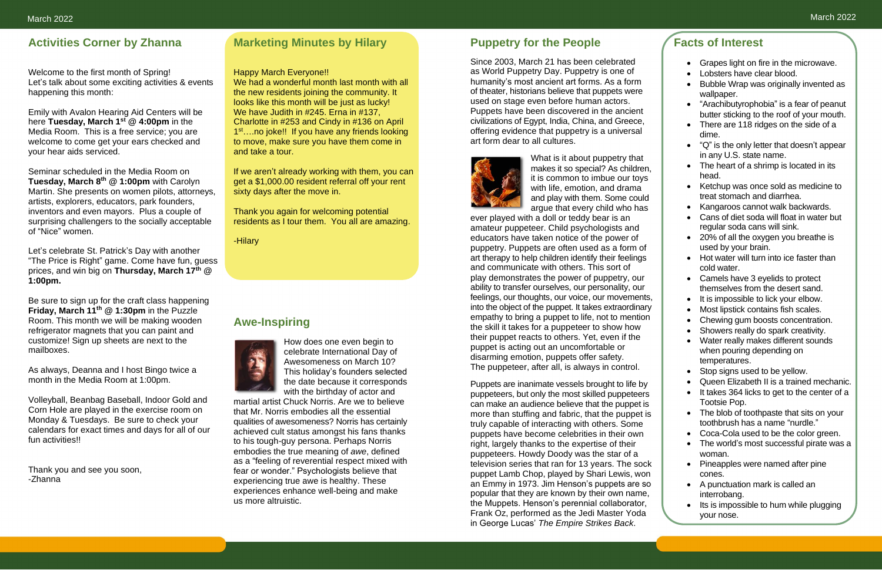## Activities Corner by Zhanna

Welcome to the first month of Spring!
Let's talk about some exciting activities & events happening this month:

Emily with Avalon Hearing Aid Centers will be here **Tuesday, March 1st @ 4:00pm** in the Media Room. This is a free service; you are welcome to come get your ears checked and your hear aids serviced.

Seminar scheduled in the Media Room on **Tuesday, March 8th @ 1:00pm** with Carolyn Martin. She presents on women pilots, attorneys, artists, explorers, educators, park founders, inventors and even mayors. Plus a couple of surprising challengers to the socially acceptable of "Nice" women.

Let's celebrate St. Patrick's Day with another "The Price is Right" game. Come have fun, guess prices, and win big on **Thursday, March 17th @ 1:00pm.**

Be sure to sign up for the craft class happening **Friday, March 11th @ 1:30pm** in the Puzzle Room. This month we will be making wooden refrigerator magnets that you can paint and customize! Sign up sheets are next to the mailboxes.

As always, Deanna and I host Bingo twice a month in the Media Room at 1:00pm.

Volleyball, Beanbag Baseball, Indoor Gold and Corn Hole are played in the exercise room on Monday & Tuesdays. Be sure to check your calendars for exact times and days for all of our fun activities!!

Thank you and see you soon,
-Zhanna

## Marketing Minutes by Hilary

Happy March Everyone!!
We had a wonderful month last month with all the new residents joining the community. It looks like this month will be just as lucky! We have Judith in #245. Erna in #137, Charlotte in #253 and Cindy in #136 on April 1st….no joke!! If you have any friends looking to move, make sure you have them come in and take a tour.

If we aren't already working with them, you can get a $1,000.00 resident referral off your rent sixty days after the move in.

Thank you again for welcoming potential residents as I tour them. You all are amazing.

-Hilary

## Awe-Inspiring

How does one even begin to celebrate International Day of Awesomeness on March 10? This holiday's founders selected the date because it corresponds with the birthday of actor and martial artist Chuck Norris. Are we to believe that Mr. Norris embodies all the essential qualities of awesomeness? Norris has certainly achieved cult status amongst his fans thanks to his tough-guy persona. Perhaps Norris embodies the true meaning of *awe*, defined as a "feeling of reverential respect mixed with fear or wonder." Psychologists believe that experiencing true awe is healthy. These experiences enhance well-being and make us more altruistic.

## Puppetry for the People

Since 2003, March 21 has been celebrated as World Puppetry Day. Puppetry is one of humanity's most ancient art forms. As a form of theater, historians believe that puppets were used on stage even before human actors. Puppets have been discovered in the ancient civilizations of Egypt, India, China, and Greece, offering evidence that puppetry is a universal art form dear to all cultures.

What is it about puppetry that makes it so special? As children, it is common to imbue our toys with life, emotion, and drama and play with them. Some could argue that every child who has ever played with a doll or teddy bear is an amateur puppeteer. Child psychologists and educators have taken notice of the power of puppetry. Puppets are often used as a form of art therapy to help children identify their feelings and communicate with others. This sort of play demonstrates the power of puppetry, our ability to transfer ourselves, our personality, our feelings, our thoughts, our voice, our movements, into the object of the puppet. It takes extraordinary empathy to bring a puppet to life, not to mention the skill it takes for a puppeteer to show how their puppet reacts to others. Yet, even if the puppet is acting out an uncomfortable or disarming emotion, puppets offer safety. The puppeteer, after all, is always in control.

Puppets are inanimate vessels brought to life by puppeteers, but only the most skilled puppeteers can make an audience believe that the puppet is more than stuffing and fabric, that the puppet is truly capable of interacting with others. Some puppets have become celebrities in their own right, largely thanks to the expertise of their puppeteers. Howdy Doody was the star of a television series that ran for 13 years. The sock puppet Lamb Chop, played by Shari Lewis, won an Emmy in 1973. Jim Henson's puppets are so popular that they are known by their own name, the Muppets. Henson's perennial collaborator, Frank Oz, performed as the Jedi Master Yoda in George Lucas' *The Empire Strikes Back*.

## Facts of Interest

- Grapes light on fire in the microwave.
- Lobsters have clear blood.
- Bubble Wrap was originally invented as wallpaper.
- "Arachibutyrophobia" is a fear of peanut butter sticking to the roof of your mouth.
- There are 118 ridges on the side of a dime.
- "Q" is the only letter that doesn't appear in any U.S. state name.
- The heart of a shrimp is located in its head.
- Ketchup was once sold as medicine to treat stomach and diarrhea.
- Kangaroos cannot walk backwards.
- Cans of diet soda will float in water but regular soda cans will sink.
- 20% of all the oxygen you breathe is used by your brain.
- Hot water will turn into ice faster than cold water.
- Camels have 3 eyelids to protect themselves from the desert sand.
- It is impossible to lick your elbow.
- Most lipstick contains fish scales.
- Chewing gum boosts concentration.
- Showers really do spark creativity.
- Water really makes different sounds when pouring depending on temperatures.
- Stop signs used to be yellow.
- Queen Elizabeth II is a trained mechanic.
- It takes 364 licks to get to the center of a Tootsie Pop.
- The blob of toothpaste that sits on your toothbrush has a name "nurdle."
- Coca-Cola used to be the color green.
- The world's most successful pirate was a woman.
- Pineapples were named after pine cones.
- A punctuation mark is called an interrobang.
- Its is impossible to hum while plugging your nose.